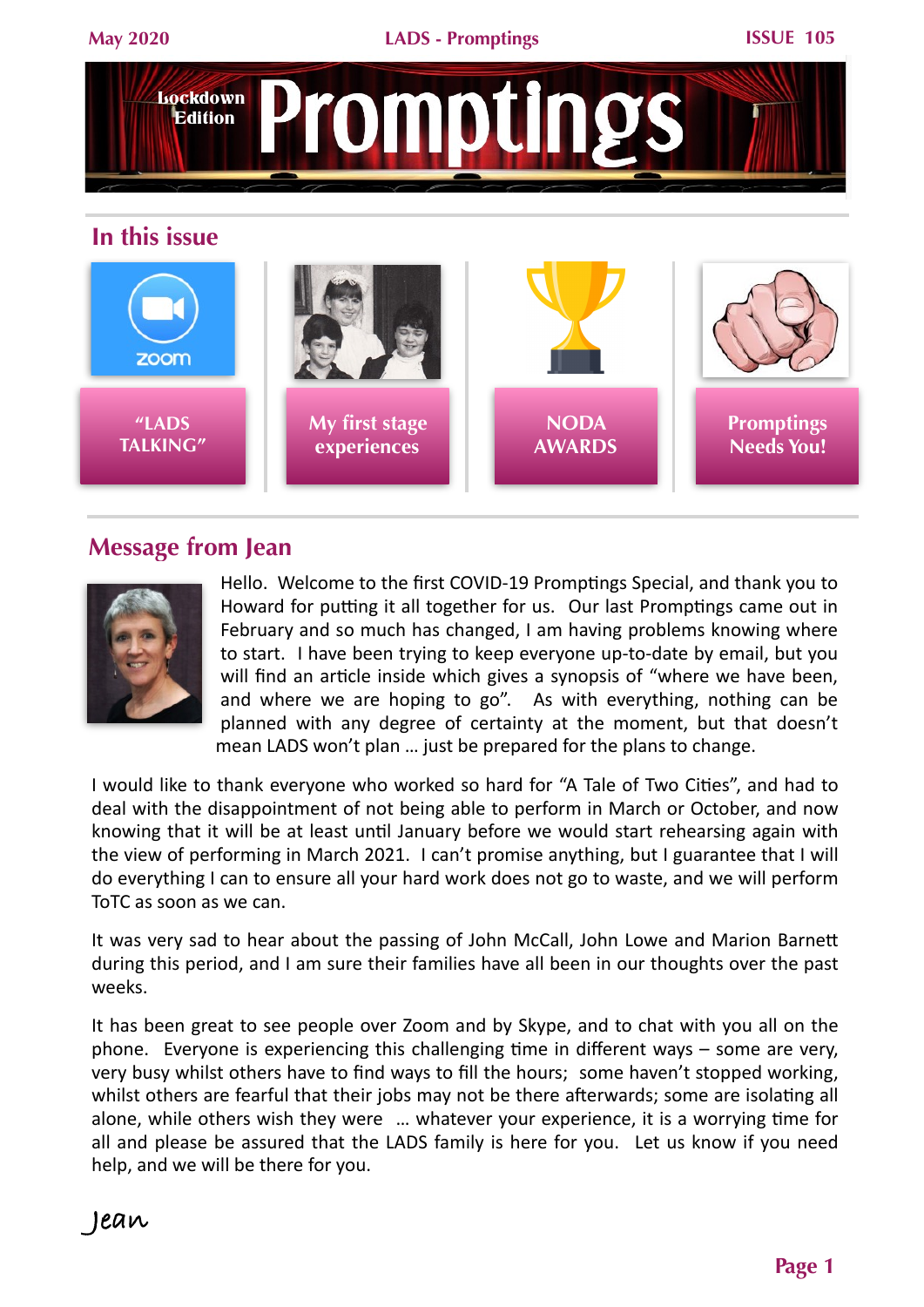# Promptings

Lockdown Edition

## In this issue

- "LADS TALKING"
- My first stage experiences
- NODA AWARDS
- Promptings Needs You!

## Message from Jean

Hello. Welcome to the first COVID-19 Promptings Special, and thank you to Howard for putting it all together for us. Our last Promptings came out in February and so much has changed, I am having problems knowing where to start. I have been trying to keep everyone up-to-date by email, but you will find an article inside which gives a synopsis of "where we have been, and where we are hoping to go". As with everything, nothing can be planned with any degree of certainty at the moment, but that doesn't mean LADS won't plan … just be prepared for the plans to change.

I would like to thank everyone who worked so hard for "A Tale of Two Cities", and had to deal with the disappointment of not being able to perform in March or October, and now knowing that it will be at least until January before we would start rehearsing again with the view of performing in March 2021. I can't promise anything, but I guarantee that I will do everything I can to ensure all your hard work does not go to waste, and we will perform ToTC as soon as we can.

It was very sad to hear about the passing of John McCall, John Lowe and Marion Barnett during this period, and I am sure their families have all been in our thoughts over the past weeks.

It has been great to see people over Zoom and by Skype, and to chat with you all on the phone. Everyone is experiencing this challenging time in different ways – some are very, very busy whilst others have to find ways to fill the hours; some haven't stopped working, whilst others are fearful that their jobs may not be there afterwards; some are isolating all alone, while others wish they were … whatever your experience, it is a worrying time for all and please be assured that the LADS family is here for you. Let us know if you need help, and we will be there for you.

Jean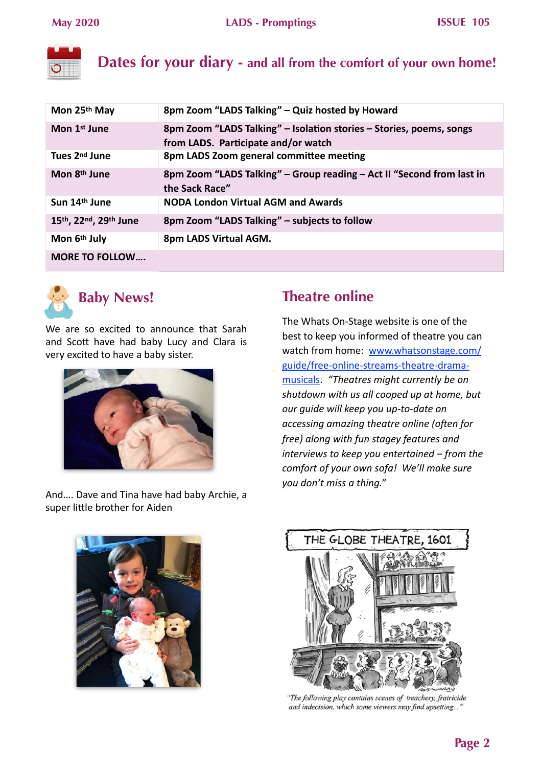# Dates for your diary - and all from the comfort of your own home!

| | |
|---|---|
| Mon 25th May | 8pm Zoom "LADS Talking" – Quiz hosted by Howard |
| Mon 1st June | 8pm Zoom "LADS Talking" – Isolation stories – Stories, poems, songs from LADS. Participate and/or watch |
| Tues 2nd June | 8pm LADS Zoom general committee meeting |
| Mon 8th June | 8pm Zoom "LADS Talking" – Group reading – Act II "Second from last in the Sack Race" |
| Sun 14th June | NODA London Virtual AGM and Awards |
| 15th, 22nd, 29th June | 8pm Zoom "LADS Talking" – subjects to follow |
| Mon 6th July | 8pm LADS Virtual AGM. |
| MORE TO FOLLOW…. | |

## Baby News!

We are so excited to announce that Sarah and Scott have had baby Lucy and Clara is very excited to have a baby sister.

And…. Dave and Tina have had baby Archie, a super little brother for Aiden

## Theatre online

The Whats On-Stage website is one of the best to keep you informed of theatre you can watch from home: www.whatsonstage.com/guide/free-online-streams-theatre-drama-musicals. *"Theatres might currently be on shutdown with us all cooped up at home, but our guide will keep you up-to-date on accessing amazing theatre online (often for free) along with fun stagey features and interviews to keep you entertained – from the comfort of your own sofa! We'll make sure you don't miss a thing."*

*"The following play contains scenes of treachery, fratricide and indecision, which some viewers may find upsetting…"*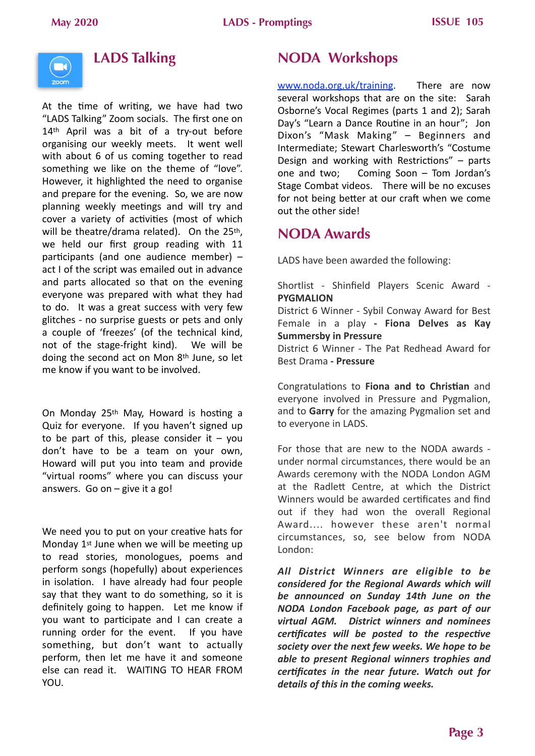## LADS Talking

At the time of writing, we have had two "LADS Talking" Zoom socials. The first one on 14th April was a bit of a try-out before organising our weekly meets. It went well with about 6 of us coming together to read something we like on the theme of "love". However, it highlighted the need to organise and prepare for the evening. So, we are now planning weekly meetings and will try and cover a variety of activities (most of which will be theatre/drama related). On the 25th, we held our first group reading with 11 participants (and one audience member) – act I of the script was emailed out in advance and parts allocated so that on the evening everyone was prepared with what they had to do. It was a great success with very few glitches - no surprise guests or pets and only a couple of 'freezes' (of the technical kind, not of the stage-fright kind). We will be doing the second act on Mon 8th June, so let me know if you want to be involved.

On Monday 25th May, Howard is hosting a Quiz for everyone. If you haven't signed up to be part of this, please consider it – you don't have to be a team on your own, Howard will put you into team and provide "virtual rooms" where you can discuss your answers. Go on – give it a go!

We need you to put on your creative hats for Monday 1st June when we will be meeting up to read stories, monologues, poems and perform songs (hopefully) about experiences in isolation. I have already had four people say that they want to do something, so it is definitely going to happen. Let me know if you want to participate and I can create a running order for the event. If you have something, but don't want to actually perform, then let me have it and someone else can read it. WAITING TO HEAR FROM YOU.

## NODA Workshops

www.noda.org.uk/training. There are now several workshops that are on the site: Sarah Osborne's Vocal Regimes (parts 1 and 2); Sarah Day's "Learn a Dance Routine in an hour"; Jon Dixon's "Mask Making" – Beginners and Intermediate; Stewart Charlesworth's "Costume Design and working with Restrictions" – parts one and two; Coming Soon – Tom Jordan's Stage Combat videos. There will be no excuses for not being better at our craft when we come out the other side!

## NODA Awards

LADS have been awarded the following:

Shortlist - Shinfield Players Scenic Award - **PYGMALION**
District 6 Winner - Sybil Conway Award for Best Female in a play **- Fiona Delves as Kay Summersby in Pressure**
District 6 Winner - The Pat Redhead Award for Best Drama **- Pressure**

Congratulations to **Fiona and to Christian** and everyone involved in Pressure and Pygmalion, and to **Garry** for the amazing Pygmalion set and to everyone in LADS.

For those that are new to the NODA awards - under normal circumstances, there would be an Awards ceremony with the NODA London AGM at the Radlett Centre, at which the District Winners would be awarded certificates and find out if they had won the overall Regional Award.... however these aren't normal circumstances, so, see below from NODA London:

***All District Winners are eligible to be considered for the Regional Awards which will be announced on Sunday 14th June on the NODA London Facebook page, as part of our virtual AGM. District winners and nominees certificates will be posted to the respective society over the next few weeks. We hope to be able to present Regional winners trophies and certificates in the near future. Watch out for details of this in the coming weeks.***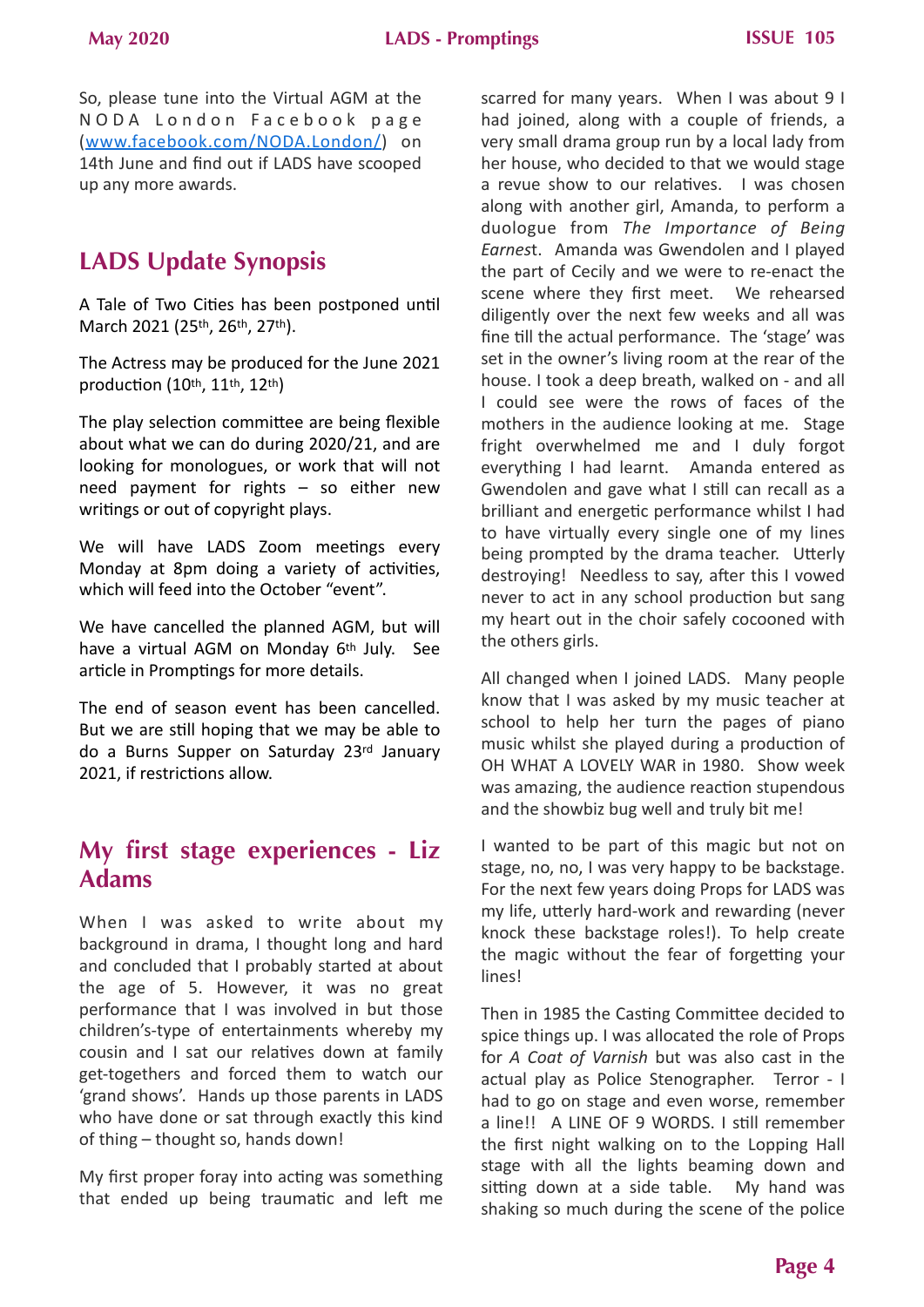So, please tune into the Virtual AGM at the NODA London Facebook page ([www.facebook.com/NODA.London/](http://www.facebook.com/NODA.London/)) on 14th June and find out if LADS have scooped up any more awards.

## LADS Update Synopsis

A Tale of Two Cities has been postponed until March 2021 (25th, 26th, 27th).

The Actress may be produced for the June 2021 production (10th, 11th, 12th)

The play selection committee are being flexible about what we can do during 2020/21, and are looking for monologues, or work that will not need payment for rights – so either new writings or out of copyright plays.

We will have LADS Zoom meetings every Monday at 8pm doing a variety of activities, which will feed into the October "event".

We have cancelled the planned AGM, but will have a virtual AGM on Monday 6th July. See article in Promptings for more details.

The end of season event has been cancelled. But we are still hoping that we may be able to do a Burns Supper on Saturday 23rd January 2021, if restrictions allow.

## My first stage experiences - Liz Adams

When I was asked to write about my background in drama, I thought long and hard and concluded that I probably started at about the age of 5. However, it was no great performance that I was involved in but those children's-type of entertainments whereby my cousin and I sat our relatives down at family get-togethers and forced them to watch our 'grand shows'. Hands up those parents in LADS who have done or sat through exactly this kind of thing – thought so, hands down!

My first proper foray into acting was something that ended up being traumatic and left me scarred for many years. When I was about 9 I had joined, along with a couple of friends, a very small drama group run by a local lady from her house, who decided to that we would stage a revue show to our relatives. I was chosen along with another girl, Amanda, to perform a duologue from *The Importance of Being Earnest*. Amanda was Gwendolen and I played the part of Cecily and we were to re-enact the scene where they first meet. We rehearsed diligently over the next few weeks and all was fine till the actual performance. The 'stage' was set in the owner's living room at the rear of the house. I took a deep breath, walked on - and all I could see were the rows of faces of the mothers in the audience looking at me. Stage fright overwhelmed me and I duly forgot everything I had learnt. Amanda entered as Gwendolen and gave what I still can recall as a brilliant and energetic performance whilst I had to have virtually every single one of my lines being prompted by the drama teacher. Utterly destroying! Needless to say, after this I vowed never to act in any school production but sang my heart out in the choir safely cocooned with the others girls.

All changed when I joined LADS. Many people know that I was asked by my music teacher at school to help her turn the pages of piano music whilst she played during a production of OH WHAT A LOVELY WAR in 1980. Show week was amazing, the audience reaction stupendous and the showbiz bug well and truly bit me!

I wanted to be part of this magic but not on stage, no, no, I was very happy to be backstage. For the next few years doing Props for LADS was my life, utterly hard-work and rewarding (never knock these backstage roles!). To help create the magic without the fear of forgetting your lines!

Then in 1985 the Casting Committee decided to spice things up. I was allocated the role of Props for *A Coat of Varnish* but was also cast in the actual play as Police Stenographer. Terror - I had to go on stage and even worse, remember a line!! A LINE OF 9 WORDS. I still remember the first night walking on to the Lopping Hall stage with all the lights beaming down and sitting down at a side table. My hand was shaking so much during the scene of the police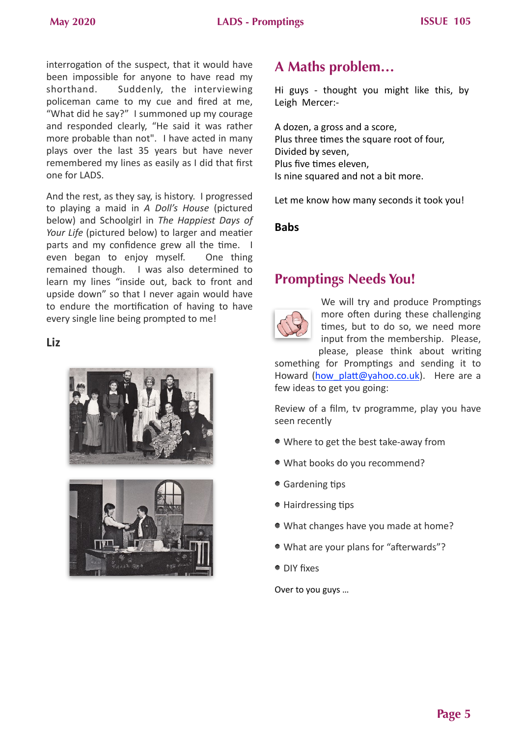interrogation of the suspect, that it would have been impossible for anyone to have read my shorthand. Suddenly, the interviewing policeman came to my cue and fired at me, "What did he say?" I summoned up my courage and responded clearly, "He said it was rather more probable than not". I have acted in many plays over the last 35 years but have never remembered my lines as easily as I did that first one for LADS.

And the rest, as they say, is history. I progressed to playing a maid in *A Doll's House* (pictured below) and Schoolgirl in *The Happiest Days of Your Life* (pictured below) to larger and meatier parts and my confidence grew all the time. I even began to enjoy myself. One thing remained though. I was also determined to learn my lines "inside out, back to front and upside down" so that I never again would have to endure the mortification of having to have every single line being prompted to me!

**Liz**

## A Maths problem…

Hi guys - thought you might like this, by Leigh Mercer:-

A dozen, a gross and a score,
Plus three times the square root of four,
Divided by seven,
Plus five times eleven,
Is nine squared and not a bit more.

Let me know how many seconds it took you!

**Babs**

## Promptings Needs You!

We will try and produce Promptings more often during these challenging times, but to do so, we need more input from the membership. Please, please, please think about writing something for Promptings and sending it to Howard (how_platt@yahoo.co.uk). Here are a few ideas to get you going:

Review of a film, tv programme, play you have seen recently

- Where to get the best take-away from
- What books do you recommend?
- Gardening tips
- Hairdressing tips
- What changes have you made at home?
- What are your plans for "afterwards"?
- DIY fixes

Over to you guys …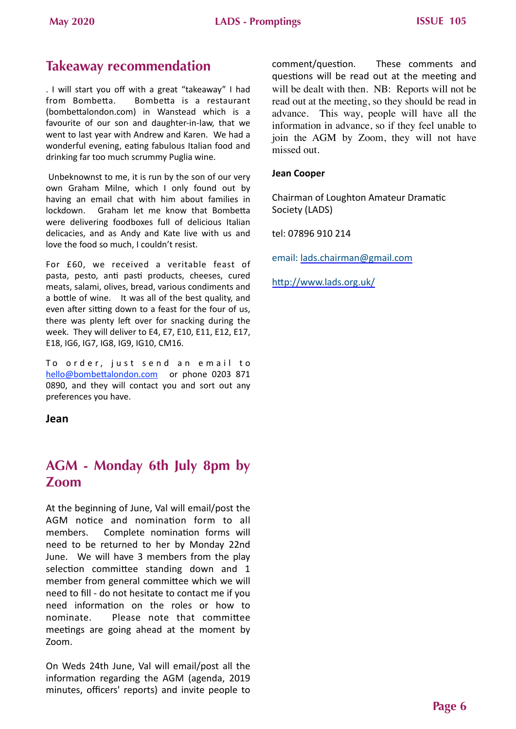## Takeaway recommendation

. I will start you off with a great "takeaway" I had from Bombetta. Bombetta is a restaurant (bombettalondon.com) in Wanstead which is a favourite of our son and daughter-in-law, that we went to last year with Andrew and Karen. We had a wonderful evening, eating fabulous Italian food and drinking far too much scrummy Puglia wine.

Unbeknownst to me, it is run by the son of our very own Graham Milne, which I only found out by having an email chat with him about families in lockdown. Graham let me know that Bombetta were delivering foodboxes full of delicious Italian delicacies, and as Andy and Kate live with us and love the food so much, I couldn't resist.

For £60, we received a veritable feast of pasta, pesto, anti pasti products, cheeses, cured meats, salami, olives, bread, various condiments and a bottle of wine. It was all of the best quality, and even after sitting down to a feast for the four of us, there was plenty left over for snacking during the week. They will deliver to E4, E7, E10, E11, E12, E17, E18, IG6, IG7, IG8, IG9, IG10, CM16.

To order, just send an email to hello@bombettalondon.com or phone 0203 871 0890, and they will contact you and sort out any preferences you have.

**Jean**

## AGM - Monday 6th July 8pm by Zoom

At the beginning of June, Val will email/post the AGM notice and nomination form to all members. Complete nomination forms will need to be returned to her by Monday 22nd June. We will have 3 members from the play selection committee standing down and 1 member from general committee which we will need to fill - do not hesitate to contact me if you need information on the roles or how to nominate. Please note that committee meetings are going ahead at the moment by Zoom.

On Weds 24th June, Val will email/post all the information regarding the AGM (agenda, 2019 minutes, officers' reports) and invite people to comment/question. These comments and questions will be read out at the meeting and will be dealt with then. NB: Reports will not be read out at the meeting, so they should be read in advance. This way, people will have all the information in advance, so if they feel unable to join the AGM by Zoom, they will not have missed out.

**Jean Cooper**

Chairman of Loughton Amateur Dramatic Society (LADS)

tel: 07896 910 214

email: lads.chairman@gmail.com

http://www.lads.org.uk/